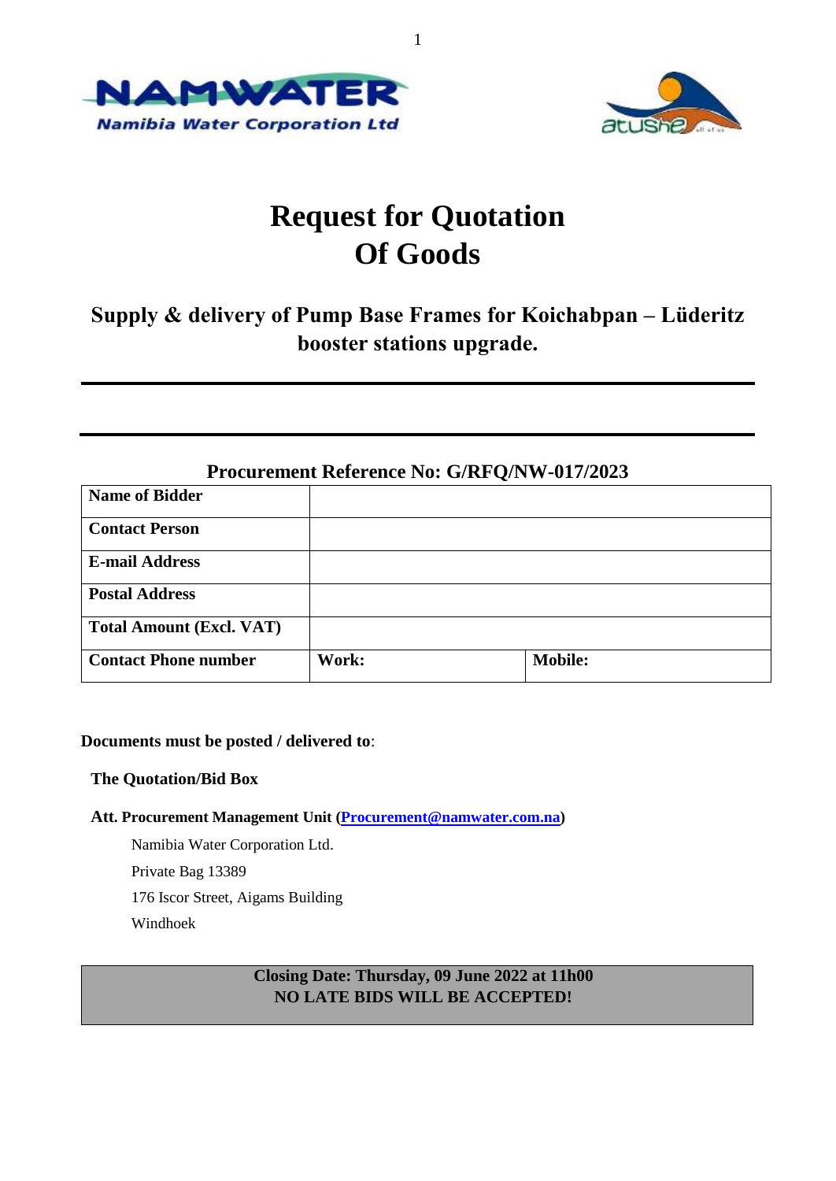# Request for Quotation Of Goods

## Supply & delivery of Pump Base Frames for Koichabpan – Lüderitz booster stations upgrade.

---

---

### Procurement Reference No: G/RFQ/NW-017/2023

| **Name of Bidder** | | |
|---|---|---|
| **Contact Person** | | |
| **E-mail Address** | | |
| **Postal Address** | | |
| **Total Amount (Excl. VAT)** | | |
| **Contact Phone number** | **Work:** | **Mobile:** |

**Documents must be posted / delivered to**:

**The Quotation/Bid Box**

**Att. Procurement Management Unit (Procurement@namwater.com.na)**

Namibia Water Corporation Ltd.
Private Bag 13389
176 Iscor Street, Aigams Building
Windhoek

**Closing Date: Thursday, 09 June 2022 at 11h00**
**NO LATE BIDS WILL BE ACCEPTED!**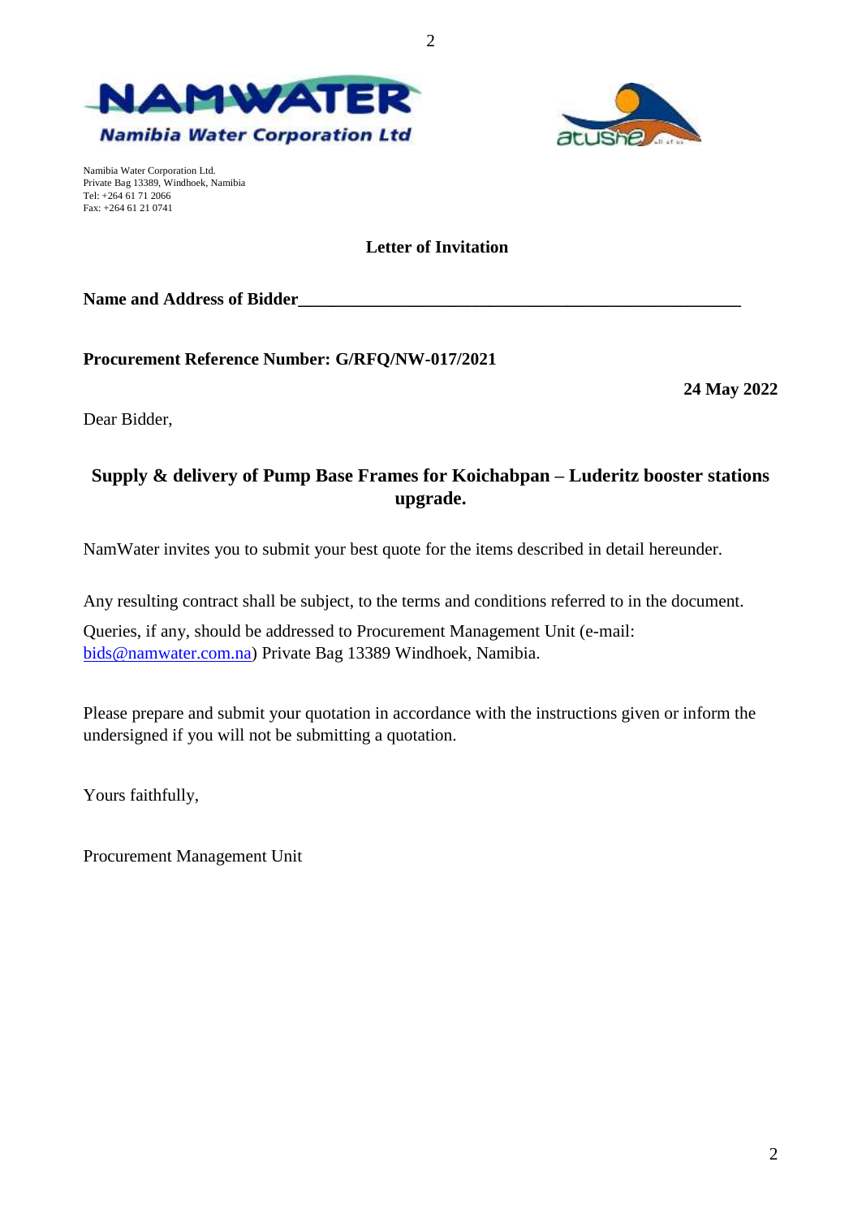**NAMWATER**

**Namibia Water Corporation Ltd**

Namibia Water Corporation Ltd.
Private Bag 13389, Windhoek, Namibia
Tel: +264 61 71 2066
Fax: +264 61 21 0741

**Letter of Invitation**

**Name and Address of Bidder**\_\_\_\_\_\_\_\_\_\_\_\_\_\_\_\_\_\_\_\_\_\_\_\_\_\_\_\_\_\_\_\_\_\_\_\_\_\_\_\_\_\_\_\_\_\_\_\_\_

**Procurement Reference Number: G/RFQ/NW-017/2021**

**24 May 2022**

Dear Bidder,

## Supply & delivery of Pump Base Frames for Koichabpan – Luderitz booster stations upgrade.

NamWater invites you to submit your best quote for the items described in detail hereunder.

Any resulting contract shall be subject, to the terms and conditions referred to in the document.

Queries, if any, should be addressed to Procurement Management Unit (e-mail: bids@namwater.com.na) Private Bag 13389 Windhoek, Namibia.

Please prepare and submit your quotation in accordance with the instructions given or inform the undersigned if you will not be submitting a quotation.

Yours faithfully,

Procurement Management Unit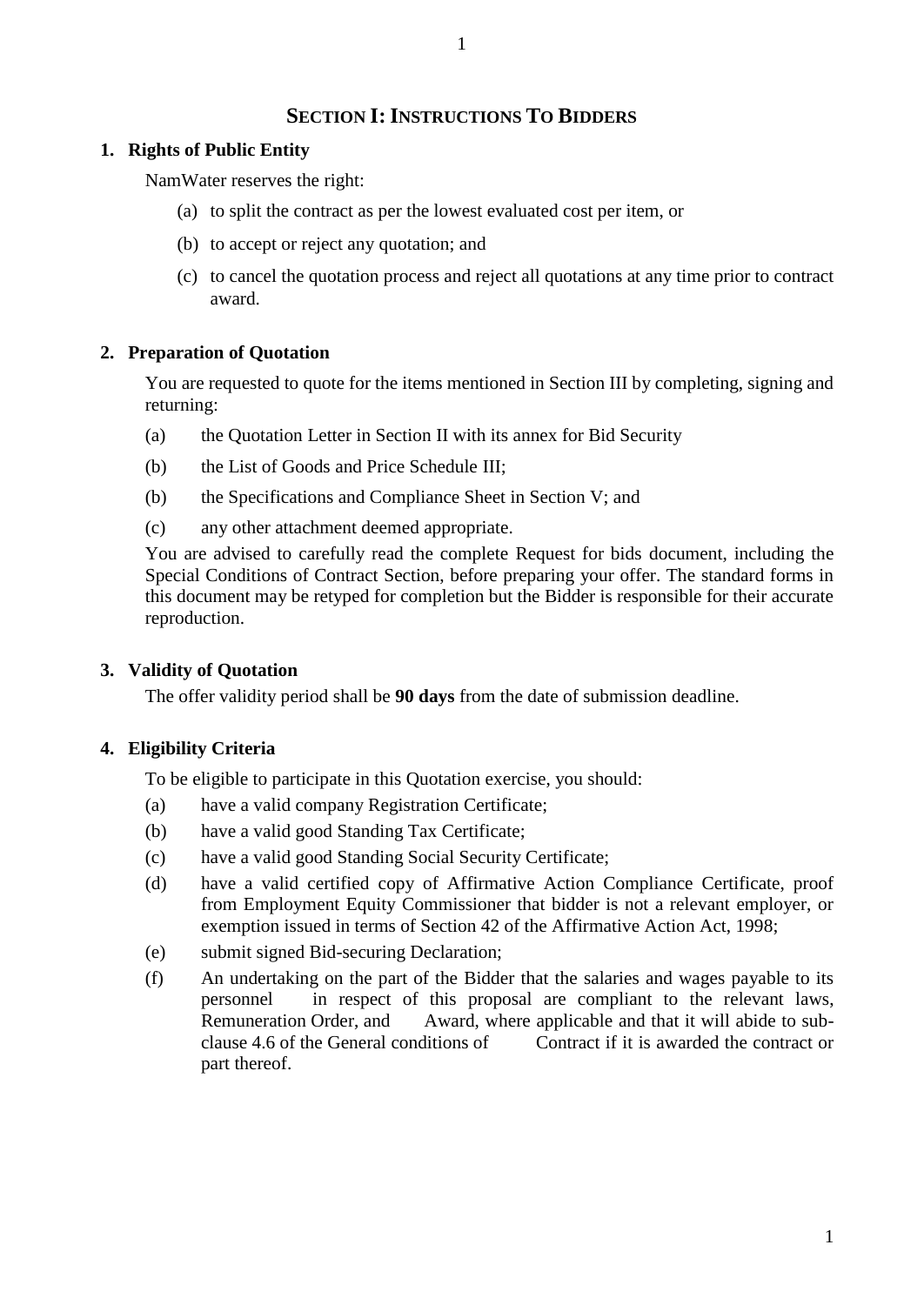# SECTION I: INSTRUCTIONS TO BIDDERS

## 1. Rights of Public Entity

NamWater reserves the right:

(a) to split the contract as per the lowest evaluated cost per item, or

(b) to accept or reject any quotation; and

(c) to cancel the quotation process and reject all quotations at any time prior to contract award.

## 2. Preparation of Quotation

You are requested to quote for the items mentioned in Section III by completing, signing and returning:

(a) the Quotation Letter in Section II with its annex for Bid Security

(b) the List of Goods and Price Schedule III;

(b) the Specifications and Compliance Sheet in Section V; and

(c) any other attachment deemed appropriate.

You are advised to carefully read the complete Request for bids document, including the Special Conditions of Contract Section, before preparing your offer. The standard forms in this document may be retyped for completion but the Bidder is responsible for their accurate reproduction.

## 3. Validity of Quotation

The offer validity period shall be **90 days** from the date of submission deadline.

## 4. Eligibility Criteria

To be eligible to participate in this Quotation exercise, you should:

(a) have a valid company Registration Certificate;

(b) have a valid good Standing Tax Certificate;

(c) have a valid good Standing Social Security Certificate;

(d) have a valid certified copy of Affirmative Action Compliance Certificate, proof from Employment Equity Commissioner that bidder is not a relevant employer, or exemption issued in terms of Section 42 of the Affirmative Action Act, 1998;

(e) submit signed Bid-securing Declaration;

(f) An undertaking on the part of the Bidder that the salaries and wages payable to its personnel in respect of this proposal are compliant to the relevant laws, Remuneration Order, and Award, where applicable and that it will abide to sub-clause 4.6 of the General conditions of Contract if it is awarded the contract or part thereof.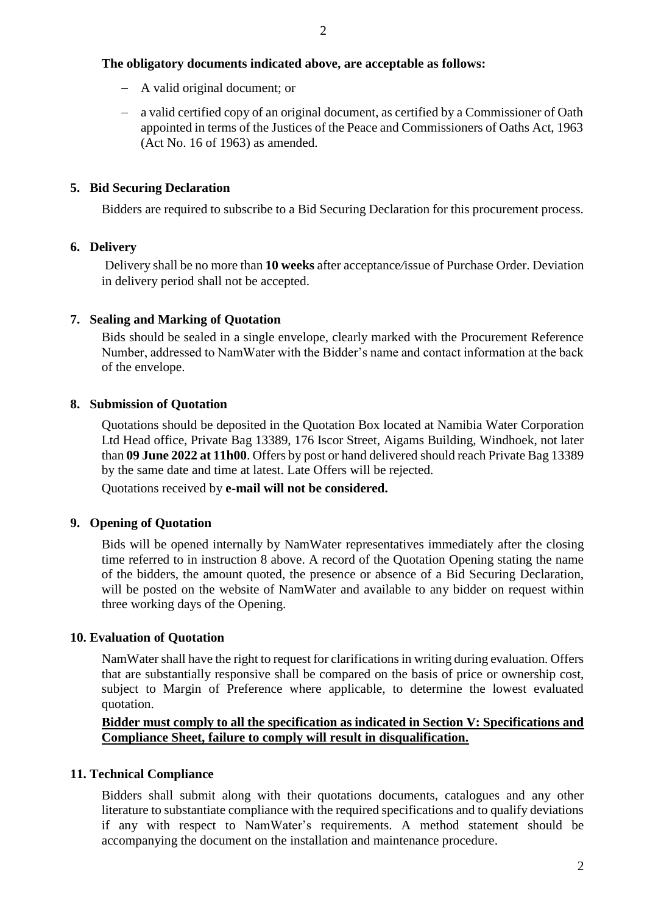**The obligatory documents indicated above, are acceptable as follows:**

- A valid original document; or
- a valid certified copy of an original document, as certified by a Commissioner of Oath appointed in terms of the Justices of the Peace and Commissioners of Oaths Act, 1963 (Act No. 16 of 1963) as amended.

## 5. Bid Securing Declaration

Bidders are required to subscribe to a Bid Securing Declaration for this procurement process.

## 6. Delivery

Delivery shall be no more than **10 weeks** after acceptance/issue of Purchase Order. Deviation in delivery period shall not be accepted.

## 7. Sealing and Marking of Quotation

Bids should be sealed in a single envelope, clearly marked with the Procurement Reference Number, addressed to NamWater with the Bidder's name and contact information at the back of the envelope.

## 8. Submission of Quotation

Quotations should be deposited in the Quotation Box located at Namibia Water Corporation Ltd Head office, Private Bag 13389, 176 Iscor Street, Aigams Building, Windhoek, not later than **09 June 2022 at 11h00**. Offers by post or hand delivered should reach Private Bag 13389 by the same date and time at latest. Late Offers will be rejected.

Quotations received by **e-mail will not be considered.**

## 9. Opening of Quotation

Bids will be opened internally by NamWater representatives immediately after the closing time referred to in instruction 8 above. A record of the Quotation Opening stating the name of the bidders, the amount quoted, the presence or absence of a Bid Securing Declaration, will be posted on the website of NamWater and available to any bidder on request within three working days of the Opening.

## 10. Evaluation of Quotation

NamWater shall have the right to request for clarifications in writing during evaluation. Offers that are substantially responsive shall be compared on the basis of price or ownership cost, subject to Margin of Preference where applicable, to determine the lowest evaluated quotation.

**Bidder must comply to all the specification as indicated in Section V: Specifications and Compliance Sheet, failure to comply will result in disqualification.**

## 11. Technical Compliance

Bidders shall submit along with their quotations documents, catalogues and any other literature to substantiate compliance with the required specifications and to qualify deviations if any with respect to NamWater's requirements. A method statement should be accompanying the document on the installation and maintenance procedure.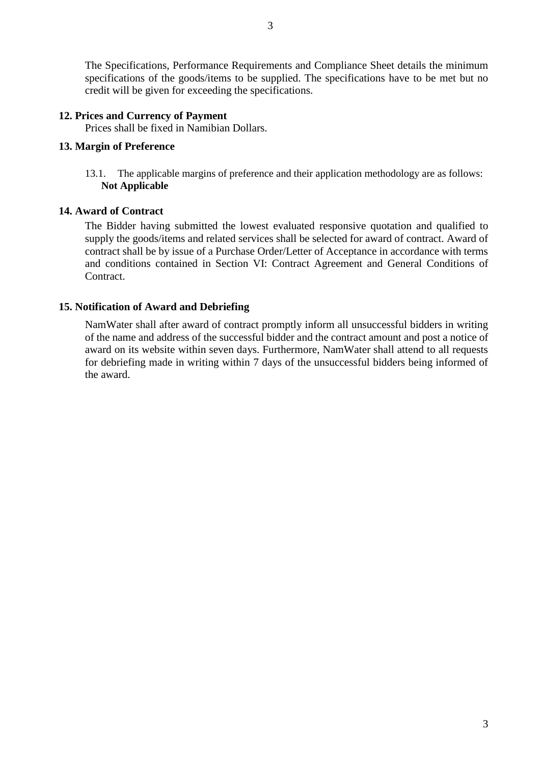The Specifications, Performance Requirements and Compliance Sheet details the minimum specifications of the goods/items to be supplied. The specifications have to be met but no credit will be given for exceeding the specifications.

### 12. Prices and Currency of Payment

Prices shall be fixed in Namibian Dollars.

### 13. Margin of Preference

13.1. The applicable margins of preference and their application methodology are as follows: **Not Applicable**

### 14. Award of Contract

The Bidder having submitted the lowest evaluated responsive quotation and qualified to supply the goods/items and related services shall be selected for award of contract. Award of contract shall be by issue of a Purchase Order/Letter of Acceptance in accordance with terms and conditions contained in Section VI: Contract Agreement and General Conditions of Contract.

### 15. Notification of Award and Debriefing

NamWater shall after award of contract promptly inform all unsuccessful bidders in writing of the name and address of the successful bidder and the contract amount and post a notice of award on its website within seven days. Furthermore, NamWater shall attend to all requests for debriefing made in writing within 7 days of the unsuccessful bidders being informed of the award.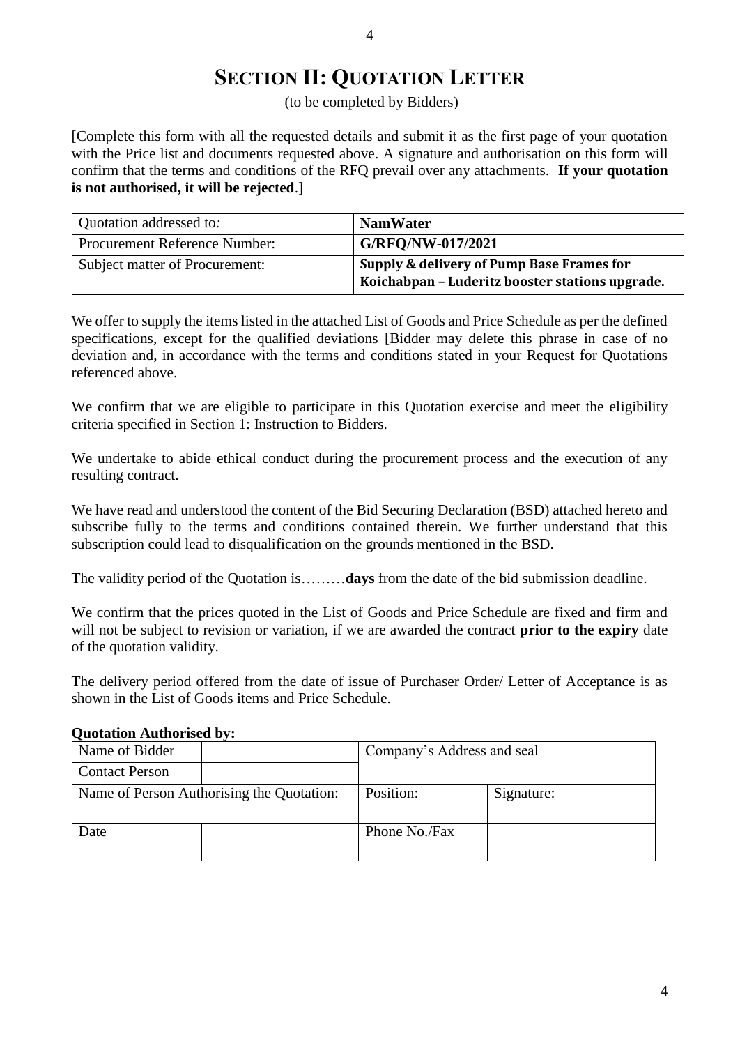# SECTION II: QUOTATION LETTER

(to be completed by Bidders)

[Complete this form with all the requested details and submit it as the first page of your quotation with the Price list and documents requested above. A signature and authorisation on this form will confirm that the terms and conditions of the RFQ prevail over any attachments. **If your quotation is not authorised, it will be rejected**.]

| Quotation addressed to: | **NamWater** |
|---|---|
| Procurement Reference Number: | **G/RFQ/NW-017/2021** |
| Subject matter of Procurement: | **Supply & delivery of Pump Base Frames for Koichabpan – Luderitz booster stations upgrade.** |

We offer to supply the items listed in the attached List of Goods and Price Schedule as per the defined specifications, except for the qualified deviations [Bidder may delete this phrase in case of no deviation and, in accordance with the terms and conditions stated in your Request for Quotations referenced above.

We confirm that we are eligible to participate in this Quotation exercise and meet the eligibility criteria specified in Section 1: Instruction to Bidders.

We undertake to abide ethical conduct during the procurement process and the execution of any resulting contract.

We have read and understood the content of the Bid Securing Declaration (BSD) attached hereto and subscribe fully to the terms and conditions contained therein. We further understand that this subscription could lead to disqualification on the grounds mentioned in the BSD.

The validity period of the Quotation is………**days** from the date of the bid submission deadline.

We confirm that the prices quoted in the List of Goods and Price Schedule are fixed and firm and will not be subject to revision or variation, if we are awarded the contract **prior to the expiry** date of the quotation validity.

The delivery period offered from the date of issue of Purchaser Order/ Letter of Acceptance is as shown in the List of Goods items and Price Schedule.

**Quotation Authorised by:**

| Name of Bidder | | Company's Address and seal | |
|---|---|---|---|
| Contact Person | | | |
| Name of Person Authorising the Quotation: | | Position: | Signature: |
| Date | | Phone No./Fax | |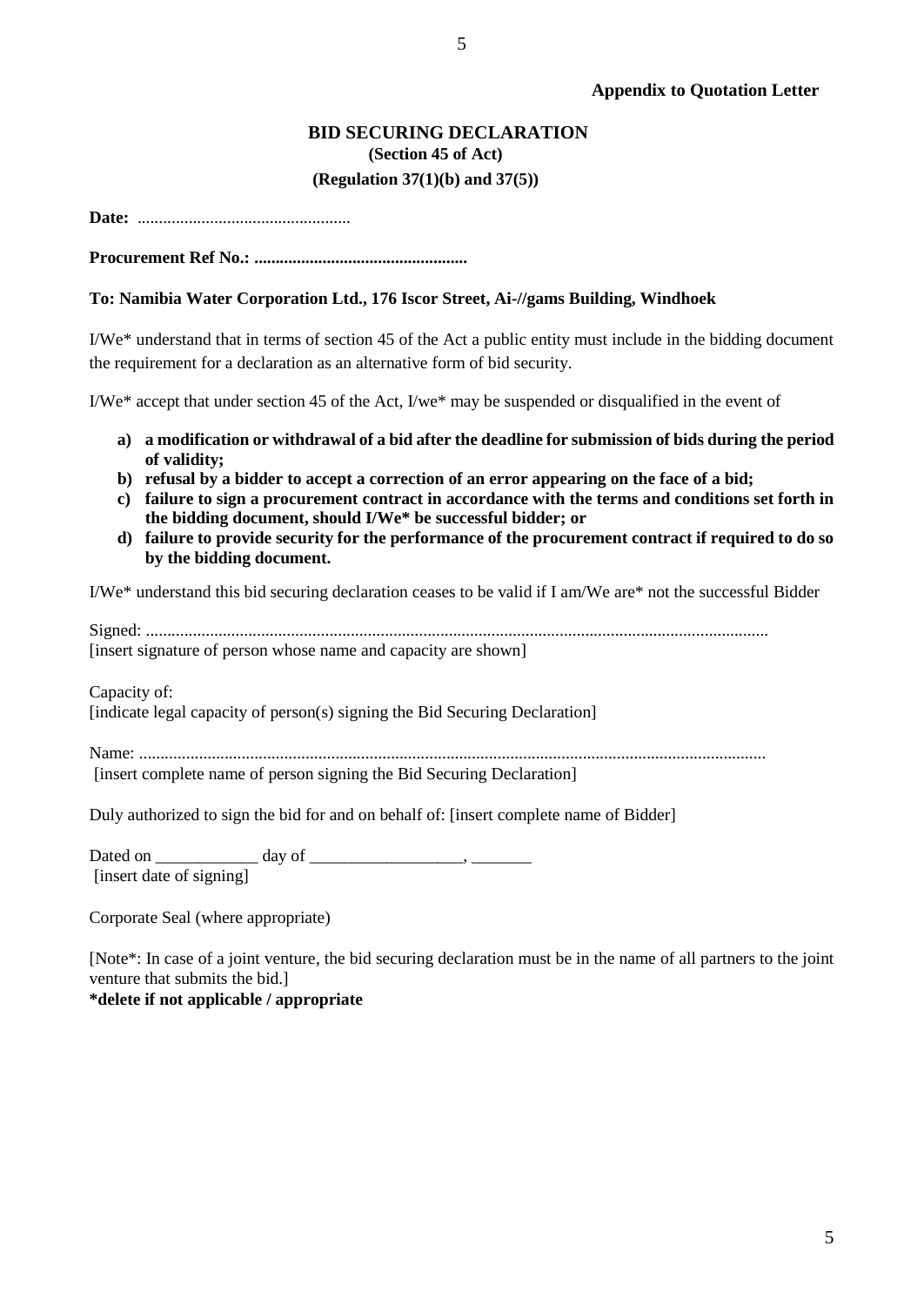**Appendix to Quotation Letter**

## BID SECURING DECLARATION

**(Section 45 of Act)**

**(Regulation 37(1)(b) and 37(5))**

**Date:** ..................................................

**Procurement Ref No.: ..................................................**

**To: Namibia Water Corporation Ltd., 176 Iscor Street, Ai-//gams Building, Windhoek**

I/We* understand that in terms of section 45 of the Act a public entity must include in the bidding document the requirement for a declaration as an alternative form of bid security.

I/We* accept that under section 45 of the Act, I/we* may be suspended or disqualified in the event of

- **a) a modification or withdrawal of a bid after the deadline for submission of bids during the period of validity;**
- **b) refusal by a bidder to accept a correction of an error appearing on the face of a bid;**
- **c) failure to sign a procurement contract in accordance with the terms and conditions set forth in the bidding document, should I/We* be successful bidder; or**
- **d) failure to provide security for the performance of the procurement contract if required to do so by the bidding document.**

I/We* understand this bid securing declaration ceases to be valid if I am/We are* not the successful Bidder

Signed: ..............................................................................................................................................
[insert signature of person whose name and capacity are shown]

Capacity of:
[indicate legal capacity of person(s) signing the Bid Securing Declaration]

Name: ...............................................................................................................................................
[insert complete name of person signing the Bid Securing Declaration]

Duly authorized to sign the bid for and on behalf of: [insert complete name of Bidder]

Dated on ____________ day of __________________, _______
[insert date of signing]

Corporate Seal (where appropriate)

[Note*: In case of a joint venture, the bid securing declaration must be in the name of all partners to the joint venture that submits the bid.]

**\*delete if not applicable / appropriate**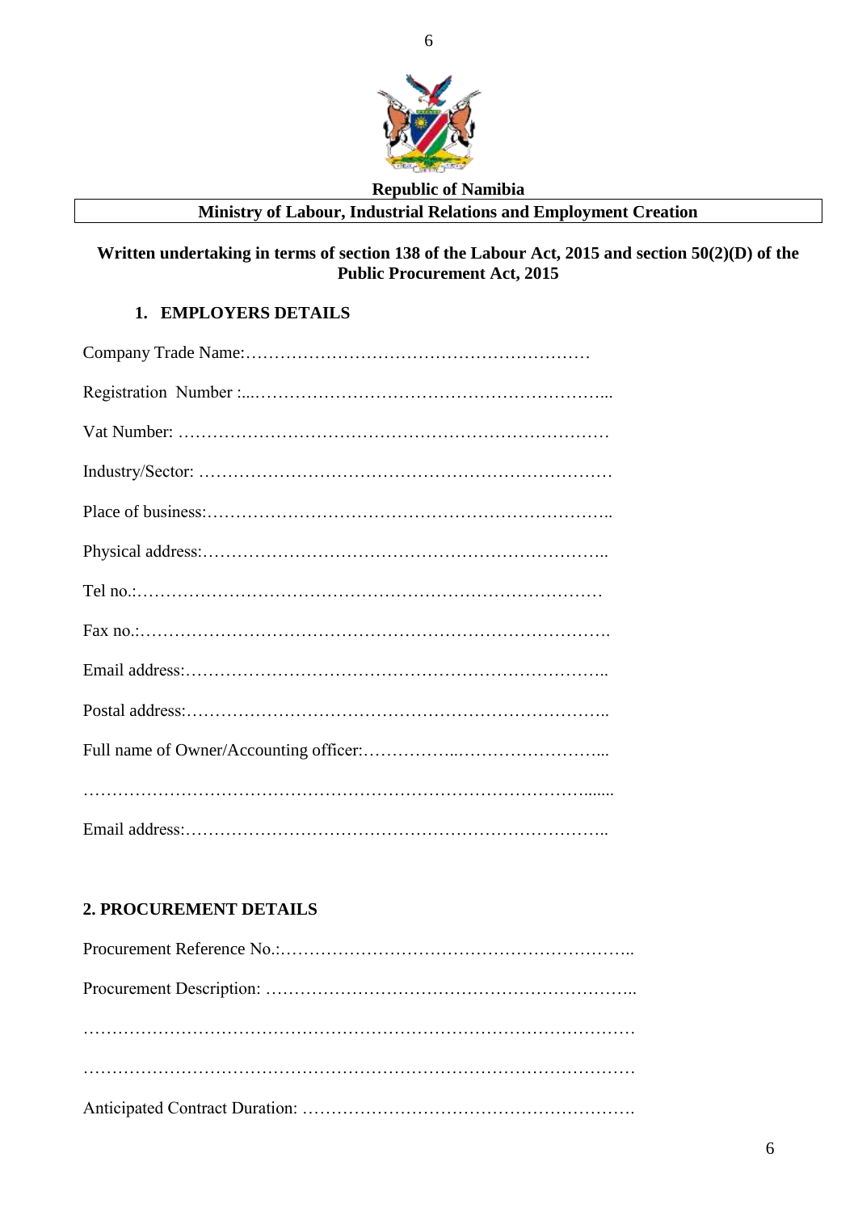**Republic of Namibia**

**Ministry of Labour, Industrial Relations and Employment Creation**

**Written undertaking in terms of section 138 of the Labour Act, 2015 and section 50(2)(D) of the Public Procurement Act, 2015**

## 1. EMPLOYERS DETAILS

Company Trade Name:……………………………………………………

Registration Number :...……………………………………………………...

Vat Number: ………………………………………………………………

Industry/Sector: ……………………………………………………………….

Place of business:……………………………………………………………..

Physical address:……………………………………………………………..

Tel no.:…………………………………………………………………………

Fax no.:………………………………………………………………………….

Email address:…………………………………………………………………..

Postal address:…………………………………………………………………..

Full name of Owner/Accounting officer:……………...……………………...

……………………………………………………………………………........

Email address:…………………………………………………………………..

## 2. PROCUREMENT DETAILS

Procurement Reference No.:……………………………………………………..

Procurement Description: ……………………………………………………..

……………………………………………………………………………………

……………………………………………………………………………………

Anticipated Contract Duration: ………………………………………………….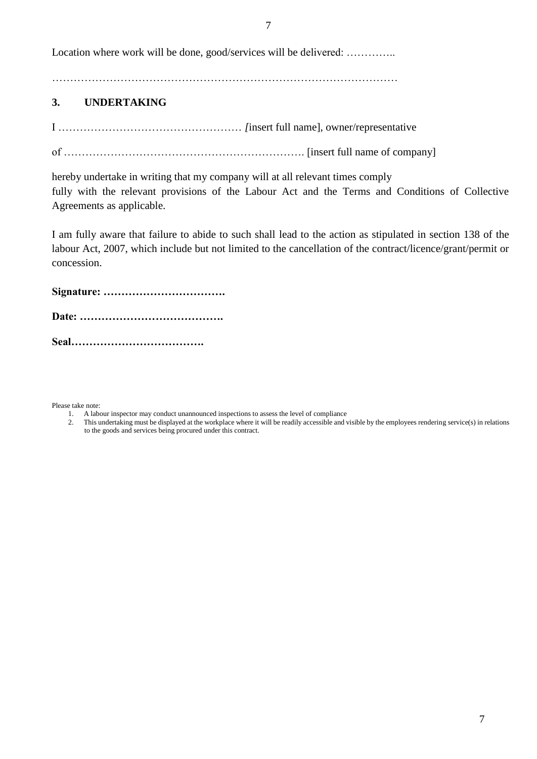Location where work will be done, good/services will be delivered: …………..

………………………………………………………………………………………

### 3. UNDERTAKING

I …………………………………………… *[*insert full name], owner/representative

of …………………………………………………………. [insert full name of company]

hereby undertake in writing that my company will at all relevant times comply fully with the relevant provisions of the Labour Act and the Terms and Conditions of Collective Agreements as applicable.

I am fully aware that failure to abide to such shall lead to the action as stipulated in section 138 of the labour Act, 2007, which include but not limited to the cancellation of the contract/licence/grant/permit or concession.

**Signature: …………………………….**

**Date: ………………………………….**

**Seal……………………………….**

Please take note:

1. A labour inspector may conduct unannounced inspections to assess the level of compliance
2. This undertaking must be displayed at the workplace where it will be readily accessible and visible by the employees rendering service(s) in relations to the goods and services being procured under this contract.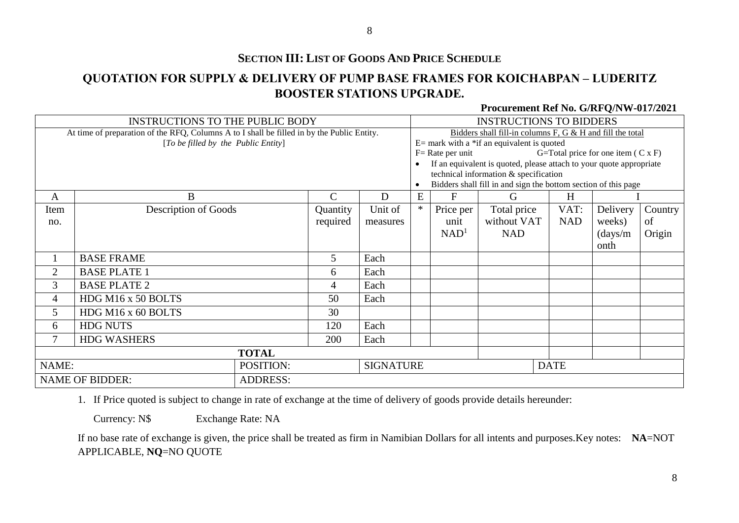## Section III: List of Goods And Price Schedule

## QUOTATION FOR SUPPLY & DELIVERY OF PUMP BASE FRAMES FOR KOICHABPAN – LUDERITZ BOOSTER STATIONS UPGRADE.

**Procurement Ref No. G/RFQ/NW-017/2021**

| INSTRUCTIONS TO THE PUBLIC BODY | | | | INSTRUCTIONS TO BIDDERS | | | | | |
|---|---|---|---|---|---|---|---|---|---|
| At time of preparation of the RFQ, Columns A to I shall be filled in by the Public Entity. [*To be filled by the Public Entity*] | | | | Bidders shall fill-in columns F, G & H and fill the total<br>E= mark with a *if an equivalent is quoted<br>F= Rate per unit G=Total price for one item ( C x F)<br>• If an equivalent is quoted, please attach to your quote appropriate technical information & specification<br>• Bidders shall fill in and sign the bottom section of this page | | | | | |
| A | B | C | D | E | F | G | H | I | |
| Item no. | Description of Goods | Quantity required | Unit of measures | * | Price per unit NAD[1] | Total price without VAT NAD | VAT: NAD | Delivery weeks) (days/month | Country of Origin |
| 1 | BASE FRAME | 5 | Each | | | | | | |
| 2 | BASE PLATE 1 | 6 | Each | | | | | | |
| 3 | BASE PLATE 2 | 4 | Each | | | | | | |
| 4 | HDG M16 x 50 BOLTS | 50 | Each | | | | | | |
| 5 | HDG M16 x 60 BOLTS | 30 | | | | | | | |
| 6 | HDG NUTS | 120 | Each | | | | | | |
| 7 | HDG WASHERS | 200 | Each | | | | | | |
| **TOTAL** | | | | | | | | | |
| NAME: | POSITION: | | SIGNATURE | | | | DATE | | |
| NAME OF BIDDER: | ADDRESS: | | | | | | | | |

1. If Price quoted is subject to change in rate of exchange at the time of delivery of goods provide details hereunder:

   Currency: N$ Exchange Rate: NA

If no base rate of exchange is given, the price shall be treated as firm in Namibian Dollars for all intents and purposes.Key notes: **NA**=NOT APPLICABLE, **NQ**=NO QUOTE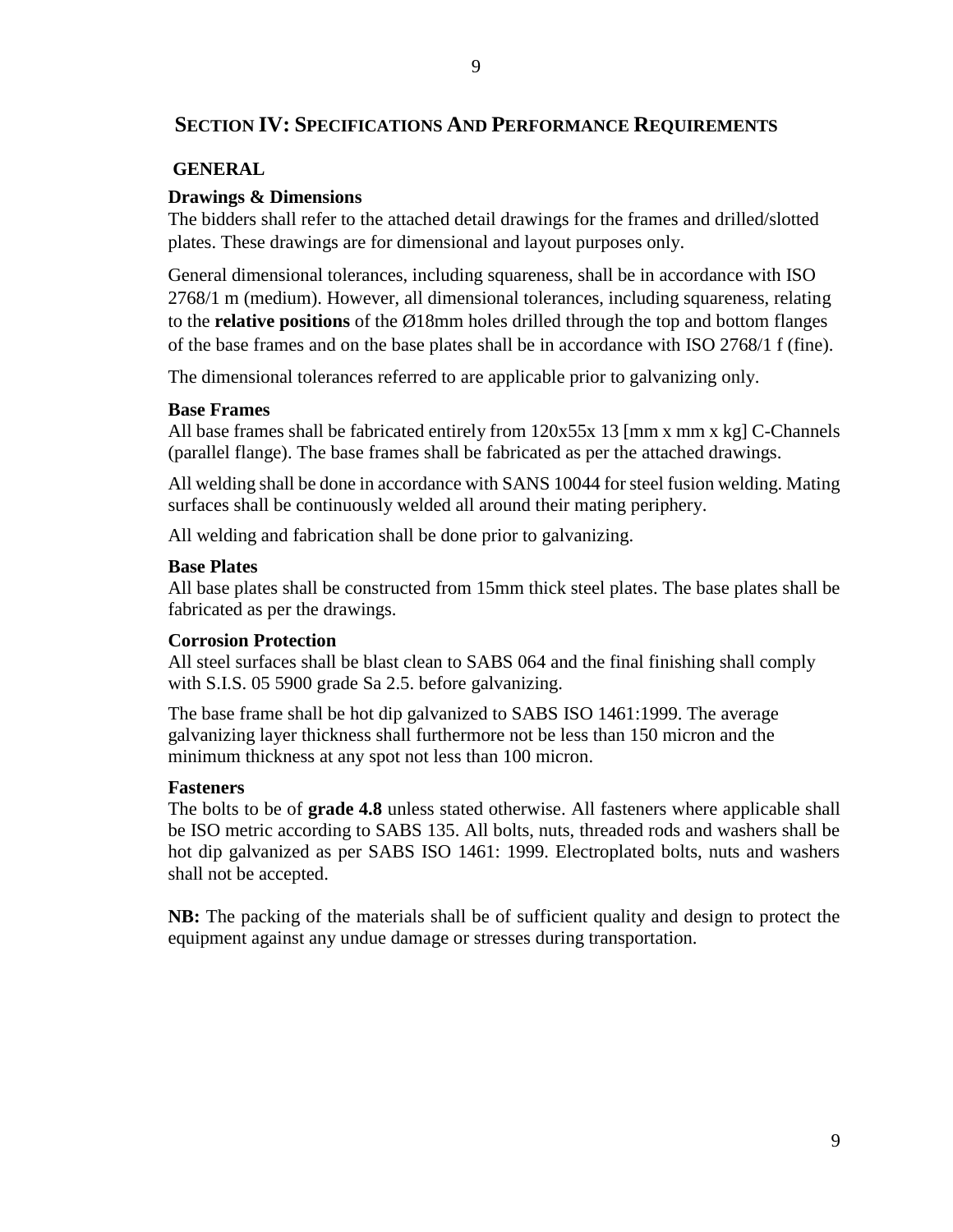## SECTION IV: SPECIFICATIONS AND PERFORMANCE REQUIREMENTS

### GENERAL

**Drawings & Dimensions**

The bidders shall refer to the attached detail drawings for the frames and drilled/slotted plates. These drawings are for dimensional and layout purposes only.

General dimensional tolerances, including squareness, shall be in accordance with ISO 2768/1 m (medium). However, all dimensional tolerances, including squareness, relating to the **relative positions** of the Ø18mm holes drilled through the top and bottom flanges of the base frames and on the base plates shall be in accordance with ISO 2768/1 f (fine).

The dimensional tolerances referred to are applicable prior to galvanizing only.

**Base Frames**

All base frames shall be fabricated entirely from 120x55x 13 [mm x mm x kg] C-Channels (parallel flange). The base frames shall be fabricated as per the attached drawings.

All welding shall be done in accordance with SANS 10044 for steel fusion welding. Mating surfaces shall be continuously welded all around their mating periphery.

All welding and fabrication shall be done prior to galvanizing.

**Base Plates**

All base plates shall be constructed from 15mm thick steel plates. The base plates shall be fabricated as per the drawings.

**Corrosion Protection**

All steel surfaces shall be blast clean to SABS 064 and the final finishing shall comply with S.I.S. 05 5900 grade Sa 2.5. before galvanizing.

The base frame shall be hot dip galvanized to SABS ISO 1461:1999. The average galvanizing layer thickness shall furthermore not be less than 150 micron and the minimum thickness at any spot not less than 100 micron.

**Fasteners**

The bolts to be of **grade 4.8** unless stated otherwise. All fasteners where applicable shall be ISO metric according to SABS 135. All bolts, nuts, threaded rods and washers shall be hot dip galvanized as per SABS ISO 1461: 1999. Electroplated bolts, nuts and washers shall not be accepted.

**NB:** The packing of the materials shall be of sufficient quality and design to protect the equipment against any undue damage or stresses during transportation.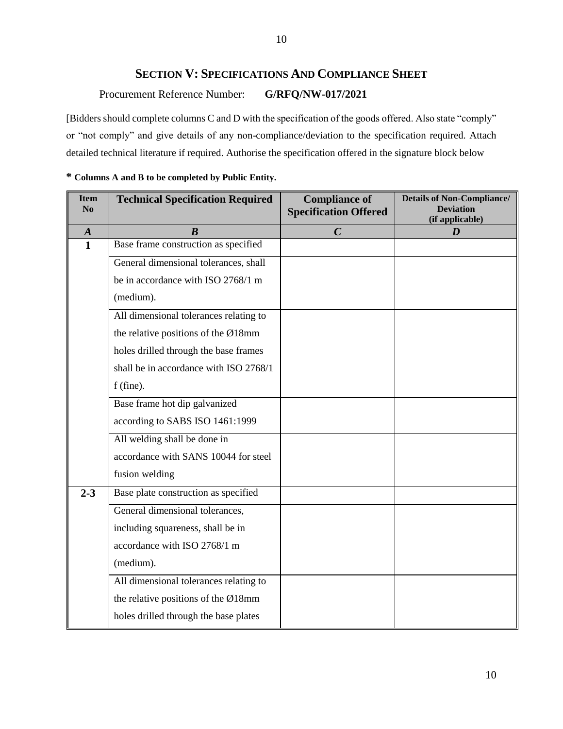## SECTION V: SPECIFICATIONS AND COMPLIANCE SHEET

Procurement Reference Number: **G/RFQ/NW-017/2021**

[Bidders should complete columns C and D with the specification of the goods offered. Also state "comply" or "not comply" and give details of any non-compliance/deviation to the specification required. Attach detailed technical literature if required. Authorise the specification offered in the signature block below

**\* Columns A and B to be completed by Public Entity.**

| Item No | Technical Specification Required | Compliance of Specification Offered | Details of Non-Compliance/ Deviation (if applicable) |
|---|---|---|---|
| ***A*** | ***B*** | ***C*** | ***D*** |
| **1** | Base frame construction as specified | | |
| | General dimensional tolerances, shall be in accordance with ISO 2768/1 m (medium). | | |
| | All dimensional tolerances relating to the relative positions of the Ø18mm holes drilled through the base frames shall be in accordance with ISO 2768/1 f (fine). | | |
| | Base frame hot dip galvanized according to SABS ISO 1461:1999 | | |
| | All welding shall be done in accordance with SANS 10044 for steel fusion welding | | |
| **2-3** | Base plate construction as specified | | |
| | General dimensional tolerances, including squareness, shall be in accordance with ISO 2768/1 m (medium). | | |
| | All dimensional tolerances relating to the relative positions of the Ø18mm holes drilled through the base plates | | |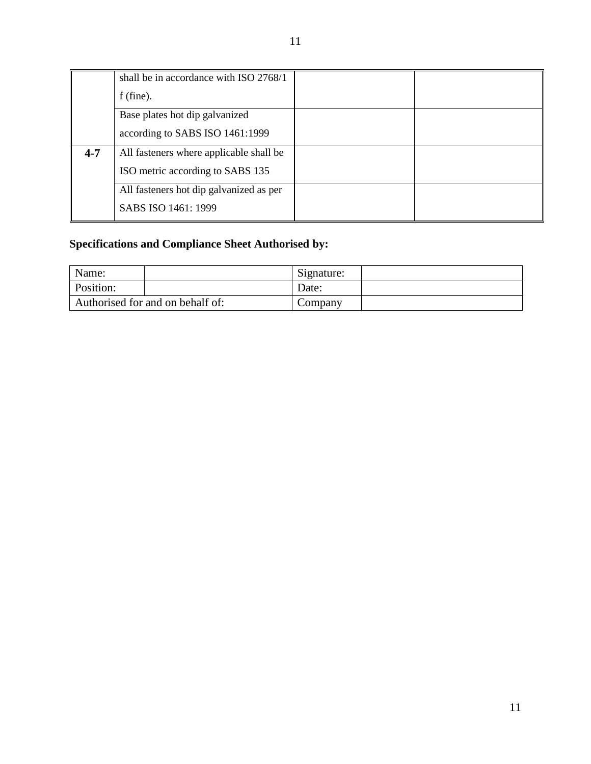| | | | |
|---|---|---|---|
| | shall be in accordance with ISO 2768/1 f (fine). | | |
| | Base plates hot dip galvanized according to SABS ISO 1461:1999 | | |
| **4-7** | All fasteners where applicable shall be ISO metric according to SABS 135 | | |
| | All fasteners hot dip galvanized as per SABS ISO 1461: 1999 | | |

**Specifications and Compliance Sheet Authorised by:**

| | | | |
|---|---|---|---|
| Name: | | Signature: | |
| Position: | | Date: | |
| Authorised for and on behalf of: | | Company | |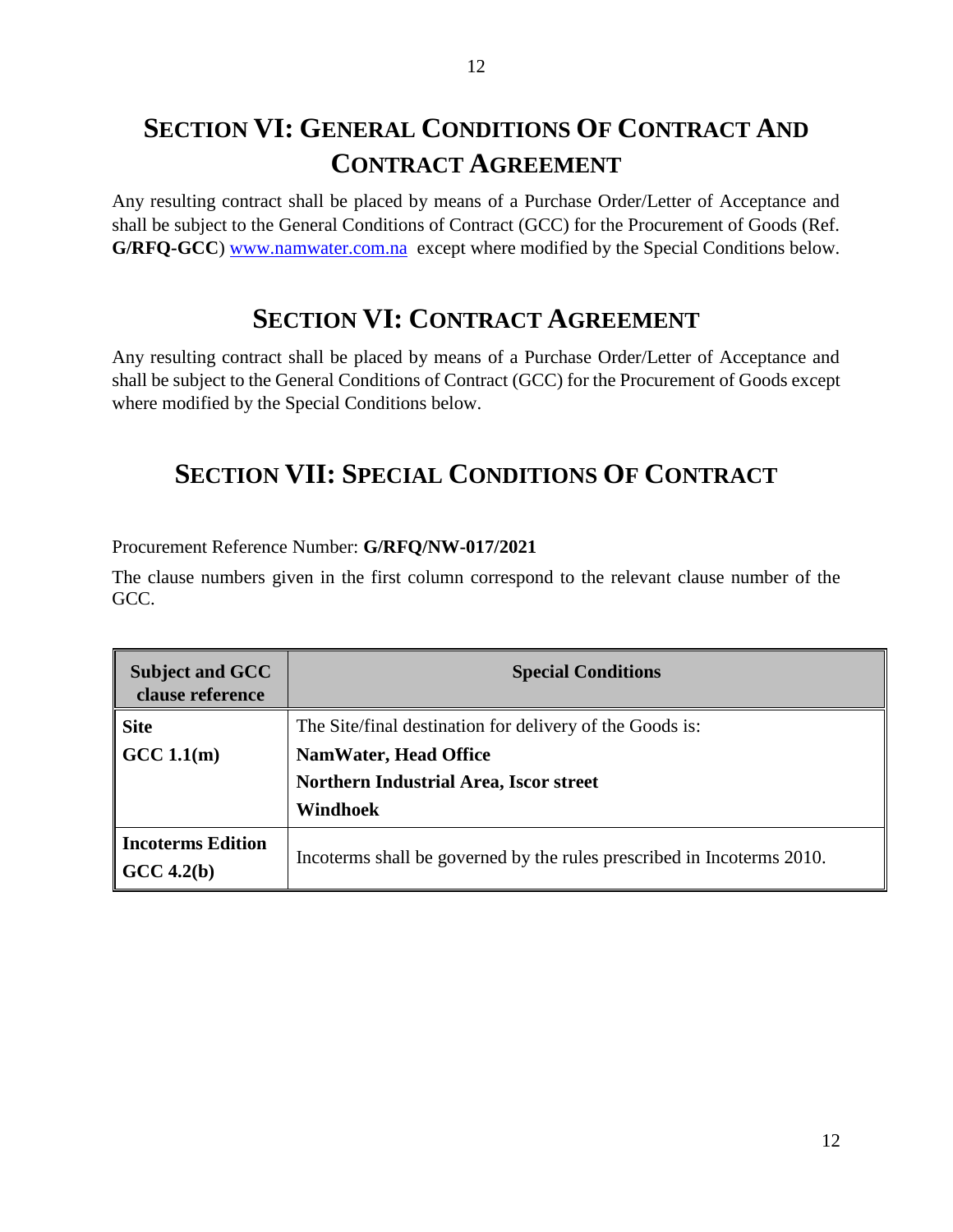# SECTION VI: GENERAL CONDITIONS OF CONTRACT AND CONTRACT AGREEMENT

Any resulting contract shall be placed by means of a Purchase Order/Letter of Acceptance and shall be subject to the General Conditions of Contract (GCC) for the Procurement of Goods (Ref. **G/RFQ-GCC**) [www.namwater.com.na](http://www.namwater.com.na) except where modified by the Special Conditions below.

# SECTION VI: CONTRACT AGREEMENT

Any resulting contract shall be placed by means of a Purchase Order/Letter of Acceptance and shall be subject to the General Conditions of Contract (GCC) for the Procurement of Goods except where modified by the Special Conditions below.

# SECTION VII: SPECIAL CONDITIONS OF CONTRACT

Procurement Reference Number: **G/RFQ/NW-017/2021**

The clause numbers given in the first column correspond to the relevant clause number of the GCC.

| Subject and GCC clause reference | Special Conditions |
|---|---|
| **Site**<br>**GCC 1.1(m)** | The Site/final destination for delivery of the Goods is:<br>**NamWater, Head Office**<br>**Northern Industrial Area, Iscor street**<br>**Windhoek** |
| **Incoterms Edition**<br>**GCC 4.2(b)** | Incoterms shall be governed by the rules prescribed in Incoterms 2010. |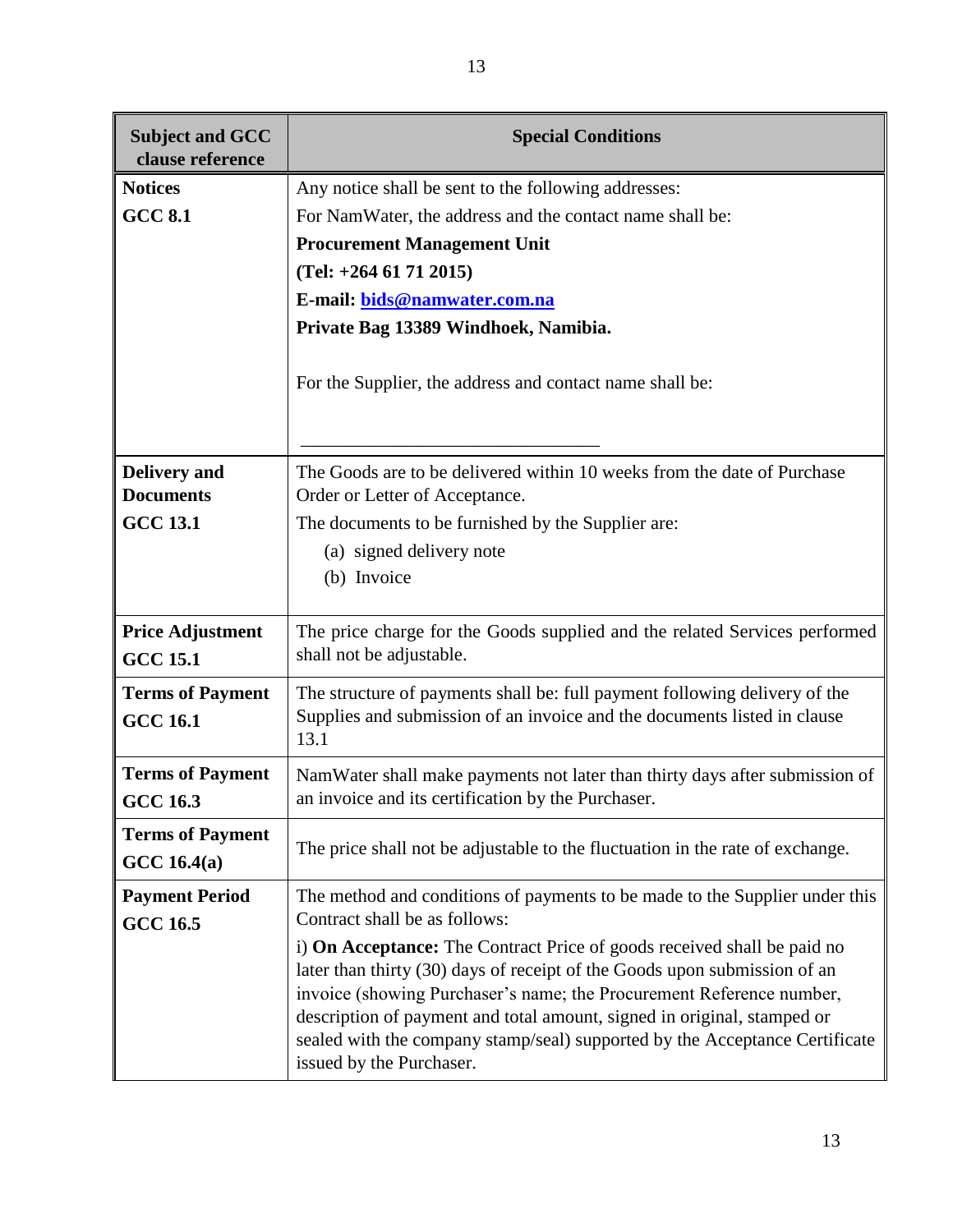| Subject and GCC clause reference | Special Conditions |
|---|---|
| **Notices**<br>**GCC 8.1** | Any notice shall be sent to the following addresses:<br>For NamWater, the address and the contact name shall be:<br>**Procurement Management Unit**<br>**(Tel: +264 61 71 2015)**<br>**E-mail: bids@namwater.com.na**<br>**Private Bag 13389 Windhoek, Namibia.**<br><br>For the Supplier, the address and contact name shall be:<br><br>________________________________ |
| **Delivery and Documents**<br>**GCC 13.1** | The Goods are to be delivered within 10 weeks from the date of Purchase Order or Letter of Acceptance.<br>The documents to be furnished by the Supplier are:<br>(a) signed delivery note<br>(b) Invoice |
| **Price Adjustment**<br>**GCC 15.1** | The price charge for the Goods supplied and the related Services performed shall not be adjustable. |
| **Terms of Payment**<br>**GCC 16.1** | The structure of payments shall be: full payment following delivery of the Supplies and submission of an invoice and the documents listed in clause 13.1 |
| **Terms of Payment**<br>**GCC 16.3** | NamWater shall make payments not later than thirty days after submission of an invoice and its certification by the Purchaser. |
| **Terms of Payment**<br>**GCC 16.4(a)** | The price shall not be adjustable to the fluctuation in the rate of exchange. |
| **Payment Period**<br>**GCC 16.5** | The method and conditions of payments to be made to the Supplier under this Contract shall be as follows:<br>i) **On Acceptance:** The Contract Price of goods received shall be paid no later than thirty (30) days of receipt of the Goods upon submission of an invoice (showing Purchaser's name; the Procurement Reference number, description of payment and total amount, signed in original, stamped or sealed with the company stamp/seal) supported by the Acceptance Certificate issued by the Purchaser. |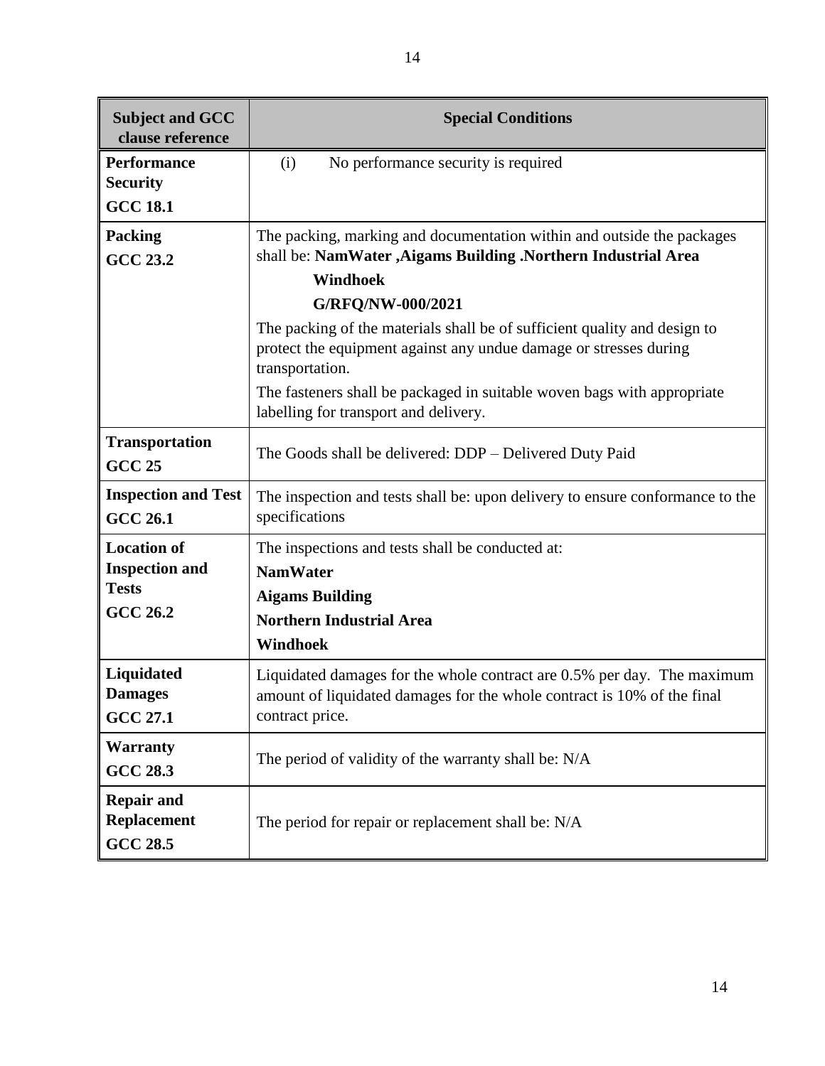| Subject and GCC clause reference | Special Conditions |
|---|---|
| **Performance Security**<br>**GCC 18.1** | (i) No performance security is required |
| **Packing**<br>**GCC 23.2** | The packing, marking and documentation within and outside the packages shall be: **NamWater ,Aigams Building .Northern Industrial Area**<br>**Windhoek**<br>**G/RFQ/NW-000/2021**<br>The packing of the materials shall be of sufficient quality and design to protect the equipment against any undue damage or stresses during transportation.<br>The fasteners shall be packaged in suitable woven bags with appropriate labelling for transport and delivery. |
| **Transportation**<br>**GCC 25** | The Goods shall be delivered: DDP – Delivered Duty Paid |
| **Inspection and Test**<br>**GCC 26.1** | The inspection and tests shall be: upon delivery to ensure conformance to the specifications |
| **Location of Inspection and Tests**<br>**GCC 26.2** | The inspections and tests shall be conducted at:<br>**NamWater**<br>**Aigams Building**<br>**Northern Industrial Area**<br>**Windhoek** |
| **Liquidated Damages**<br>**GCC 27.1** | Liquidated damages for the whole contract are 0.5% per day. The maximum amount of liquidated damages for the whole contract is 10% of the final contract price. |
| **Warranty**<br>**GCC 28.3** | The period of validity of the warranty shall be: N/A |
| **Repair and Replacement**<br>**GCC 28.5** | The period for repair or replacement shall be: N/A |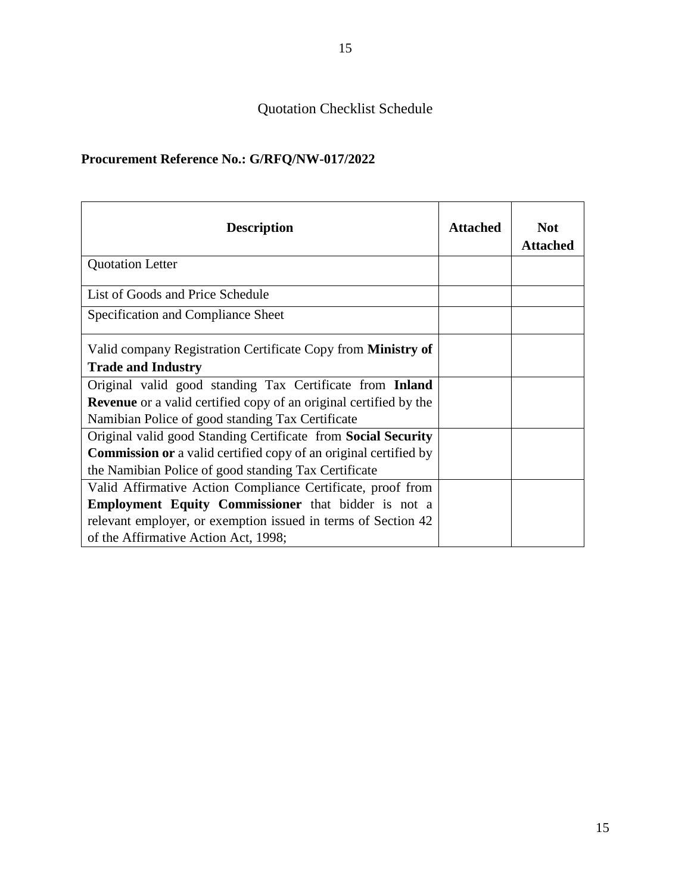# Quotation Checklist Schedule

**Procurement Reference No.: G/RFQ/NW-017/2022**

| **Description** | **Attached** | **Not Attached** |
|---|---|---|
| Quotation Letter | | |
| List of Goods and Price Schedule | | |
| Specification and Compliance Sheet | | |
| Valid company Registration Certificate Copy from **Ministry of Trade and Industry** | | |
| Original valid good standing Tax Certificate from **Inland Revenue** or a valid certified copy of an original certified by the Namibian Police of good standing Tax Certificate | | |
| Original valid good Standing Certificate from **Social Security Commission or** a valid certified copy of an original certified by the Namibian Police of good standing Tax Certificate | | |
| Valid Affirmative Action Compliance Certificate, proof from **Employment Equity Commissioner** that bidder is not a relevant employer, or exemption issued in terms of Section 42 of the Affirmative Action Act, 1998; | | |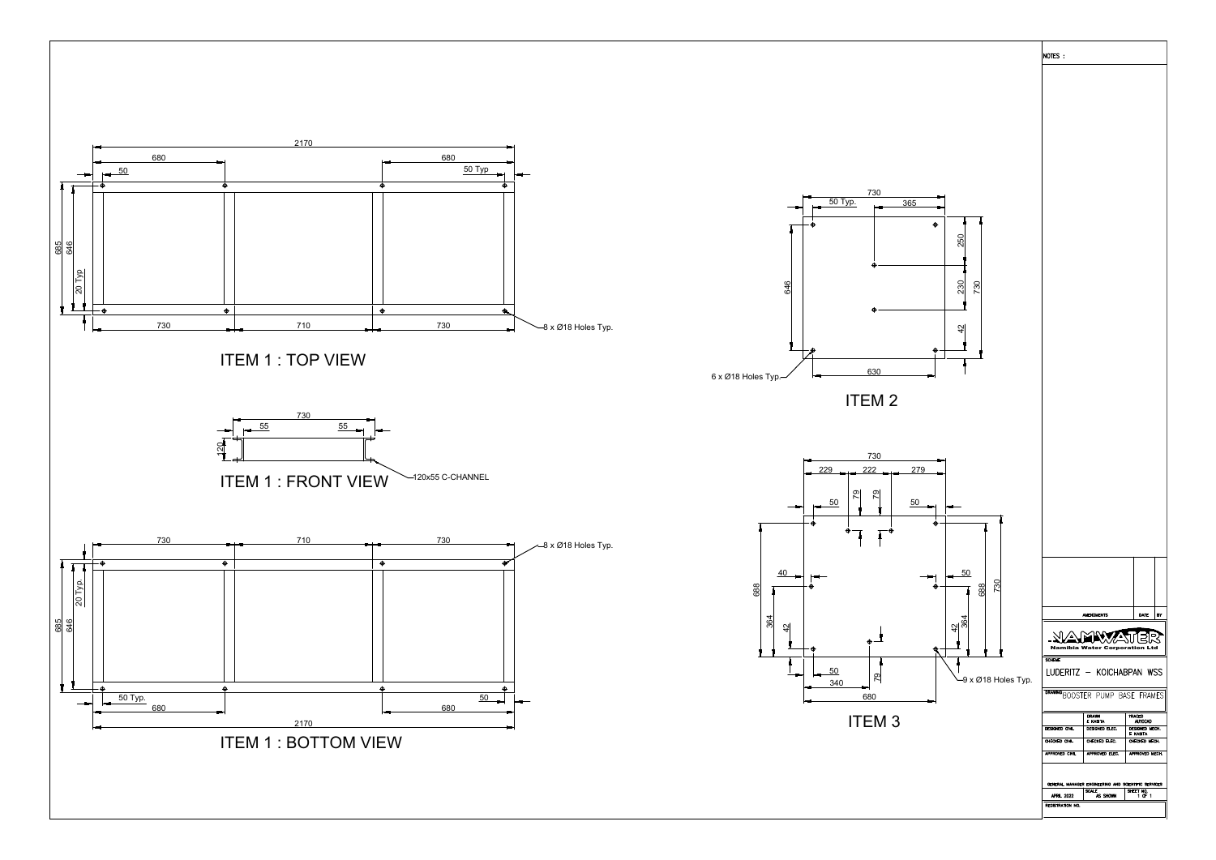NOTES :

2170

680

680

50

50 Typ

685

646

20 Typ

730

710

730

8 x Ø18 Holes Typ.

ITEM 1 : TOP VIEW

730

55

55

120

120x55 C-CHANNEL

ITEM 1 : FRONT VIEW

730

710

730

8 x Ø18 Holes Typ.

685

646

20 Typ.

50 Typ.

680

50

680

2170

ITEM 1 : BOTTOM VIEW

730

50 Typ.

365

646

250

230

730

42

6 x Ø18 Holes Typ.

630

ITEM 2

730

229

222

279

79

79

50

50

40

50

688

364

42

42

364

688

730

50

79

340

9 x Ø18 Holes Typ.

680

ITEM 3

| AMENDMENTS | DATE | BY |
|---|---|---|

NAMWATER
Namibia Water Corporation Ltd

SCHEME
LUDERITZ – KOICHABPAN WSS

DRAWING
BOOSTER PUMP BASE FRAMES

| | DRAWN E KASITA | TRACED AUTOCAD |
|---|---|---|
| DESIGNED CIVIL | DESIGNED ELEC. | DESIGNED MECH. E KASITA |
| CHECKED CIVIL | CHECKED ELEC. | CHECKED MECH. |
| APPROVED CIVIL | APPROVED ELEC. | APPROVED MECH. |

GENERAL MANAGER ENGINEERING AND SCIENTIFIC SERVICES

| APRIL 2022 | SCALE AS SHOWN | SHEET NO. 1 OF 1 |
|---|---|---|

REGISTRATION NO.